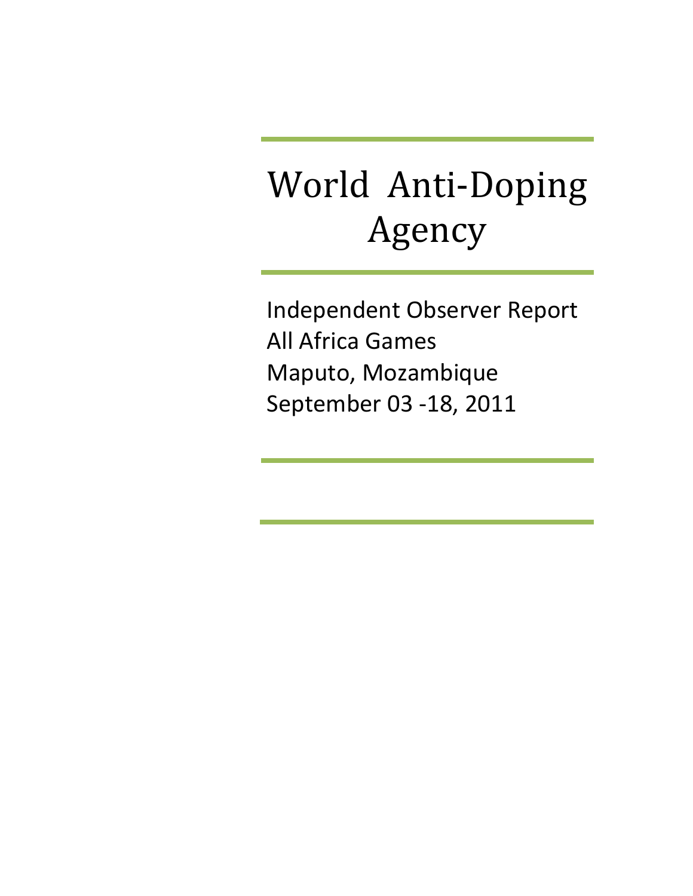# World Anti-Doping Agency

Independent Observer Report
All Africa Games
Maputo, Mozambique
September 03 -18, 2011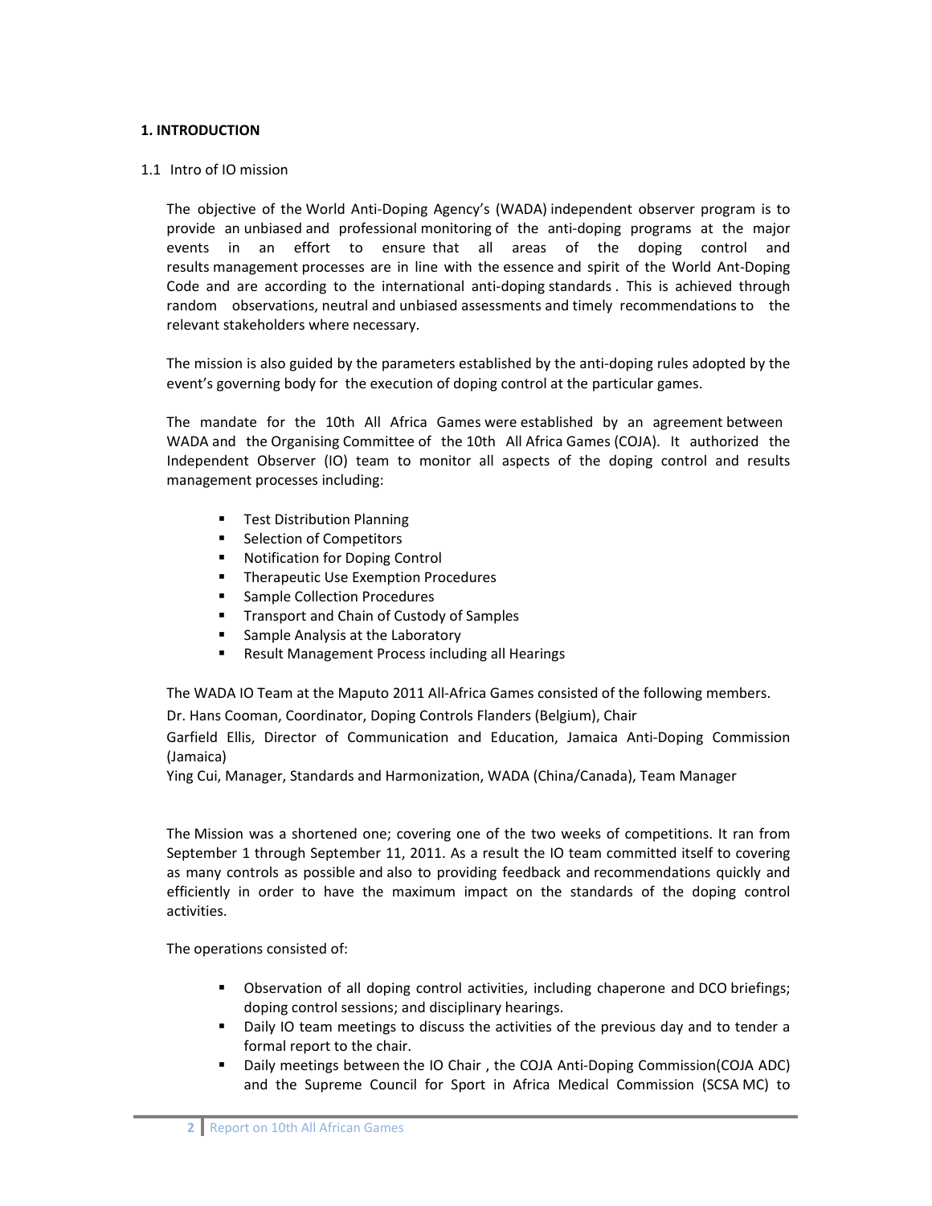## 1. INTRODUCTION

### 1.1 Intro of IO mission

The objective of the World Anti-Doping Agency's (WADA) independent observer program is to provide an unbiased and professional monitoring of the anti-doping programs at the major events in an effort to ensure that all areas of the doping control and results management processes are in line with the essence and spirit of the World Ant-Doping Code and are according to the international anti-doping standards . This is achieved through random observations, neutral and unbiased assessments and timely recommendations to the relevant stakeholders where necessary.

The mission is also guided by the parameters established by the anti-doping rules adopted by the event's governing body for the execution of doping control at the particular games.

The mandate for the 10th All Africa Games were established by an agreement between WADA and the Organising Committee of the 10th All Africa Games (COJA). It authorized the Independent Observer (IO) team to monitor all aspects of the doping control and results management processes including:

- Test Distribution Planning
- Selection of Competitors
- Notification for Doping Control
- Therapeutic Use Exemption Procedures
- Sample Collection Procedures
- Transport and Chain of Custody of Samples
- Sample Analysis at the Laboratory
- Result Management Process including all Hearings

The WADA IO Team at the Maputo 2011 All-Africa Games consisted of the following members.

Dr. Hans Cooman, Coordinator, Doping Controls Flanders (Belgium), Chair

Garfield Ellis, Director of Communication and Education, Jamaica Anti-Doping Commission (Jamaica)

Ying Cui, Manager, Standards and Harmonization, WADA (China/Canada), Team Manager

The Mission was a shortened one; covering one of the two weeks of competitions. It ran from September 1 through September 11, 2011. As a result the IO team committed itself to covering as many controls as possible and also to providing feedback and recommendations quickly and efficiently in order to have the maximum impact on the standards of the doping control activities.

The operations consisted of:

- Observation of all doping control activities, including chaperone and DCO briefings; doping control sessions; and disciplinary hearings.
- Daily IO team meetings to discuss the activities of the previous day and to tender a formal report to the chair.
- Daily meetings between the IO Chair , the COJA Anti-Doping Commission(COJA ADC) and the Supreme Council for Sport in Africa Medical Commission (SCSA MC) to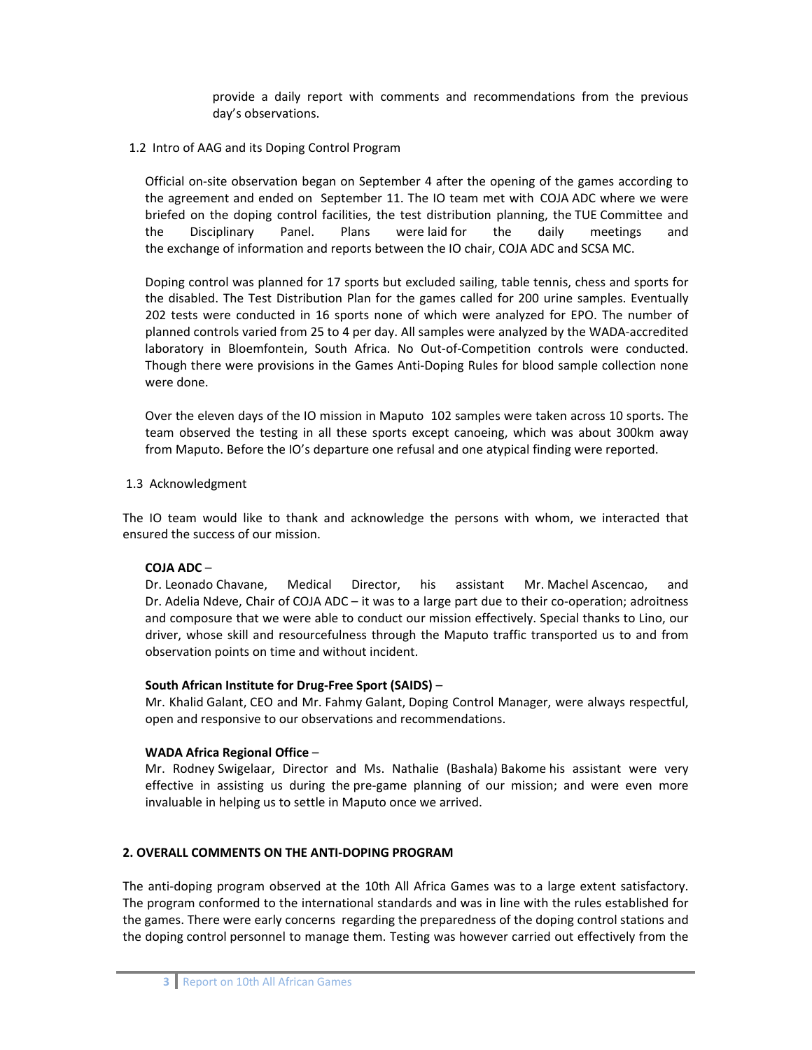provide a daily report with comments and recommendations from the previous day's observations.

### 1.2 Intro of AAG and its Doping Control Program

Official on-site observation began on September 4 after the opening of the games according to the agreement and ended on September 11. The IO team met with COJA ADC where we were briefed on the doping control facilities, the test distribution planning, the TUE Committee and the Disciplinary Panel. Plans were laid for the daily meetings and the exchange of information and reports between the IO chair, COJA ADC and SCSA MC.

Doping control was planned for 17 sports but excluded sailing, table tennis, chess and sports for the disabled. The Test Distribution Plan for the games called for 200 urine samples. Eventually 202 tests were conducted in 16 sports none of which were analyzed for EPO. The number of planned controls varied from 25 to 4 per day. All samples were analyzed by the WADA-accredited laboratory in Bloemfontein, South Africa. No Out-of-Competition controls were conducted. Though there were provisions in the Games Anti-Doping Rules for blood sample collection none were done.

Over the eleven days of the IO mission in Maputo 102 samples were taken across 10 sports. The team observed the testing in all these sports except canoeing, which was about 300km away from Maputo. Before the IO's departure one refusal and one atypical finding were reported.

### 1.3 Acknowledgment

The IO team would like to thank and acknowledge the persons with whom, we interacted that ensured the success of our mission.

**COJA ADC** –
Dr. Leonado Chavane, Medical Director, his assistant Mr. Machel Ascencao, and Dr. Adelia Ndeve, Chair of COJA ADC – it was to a large part due to their co-operation; adroitness and composure that we were able to conduct our mission effectively. Special thanks to Lino, our driver, whose skill and resourcefulness through the Maputo traffic transported us to and from observation points on time and without incident.

**South African Institute for Drug-Free Sport (SAIDS)** –
Mr. Khalid Galant, CEO and Mr. Fahmy Galant, Doping Control Manager, were always respectful, open and responsive to our observations and recommendations.

**WADA Africa Regional Office** –
Mr. Rodney Swigelaar, Director and Ms. Nathalie (Bashala) Bakome his assistant were very effective in assisting us during the pre-game planning of our mission; and were even more invaluable in helping us to settle in Maputo once we arrived.

## 2. OVERALL COMMENTS ON THE ANTI-DOPING PROGRAM

The anti-doping program observed at the 10th All Africa Games was to a large extent satisfactory. The program conformed to the international standards and was in line with the rules established for the games. There were early concerns regarding the preparedness of the doping control stations and the doping control personnel to manage them. Testing was however carried out effectively from the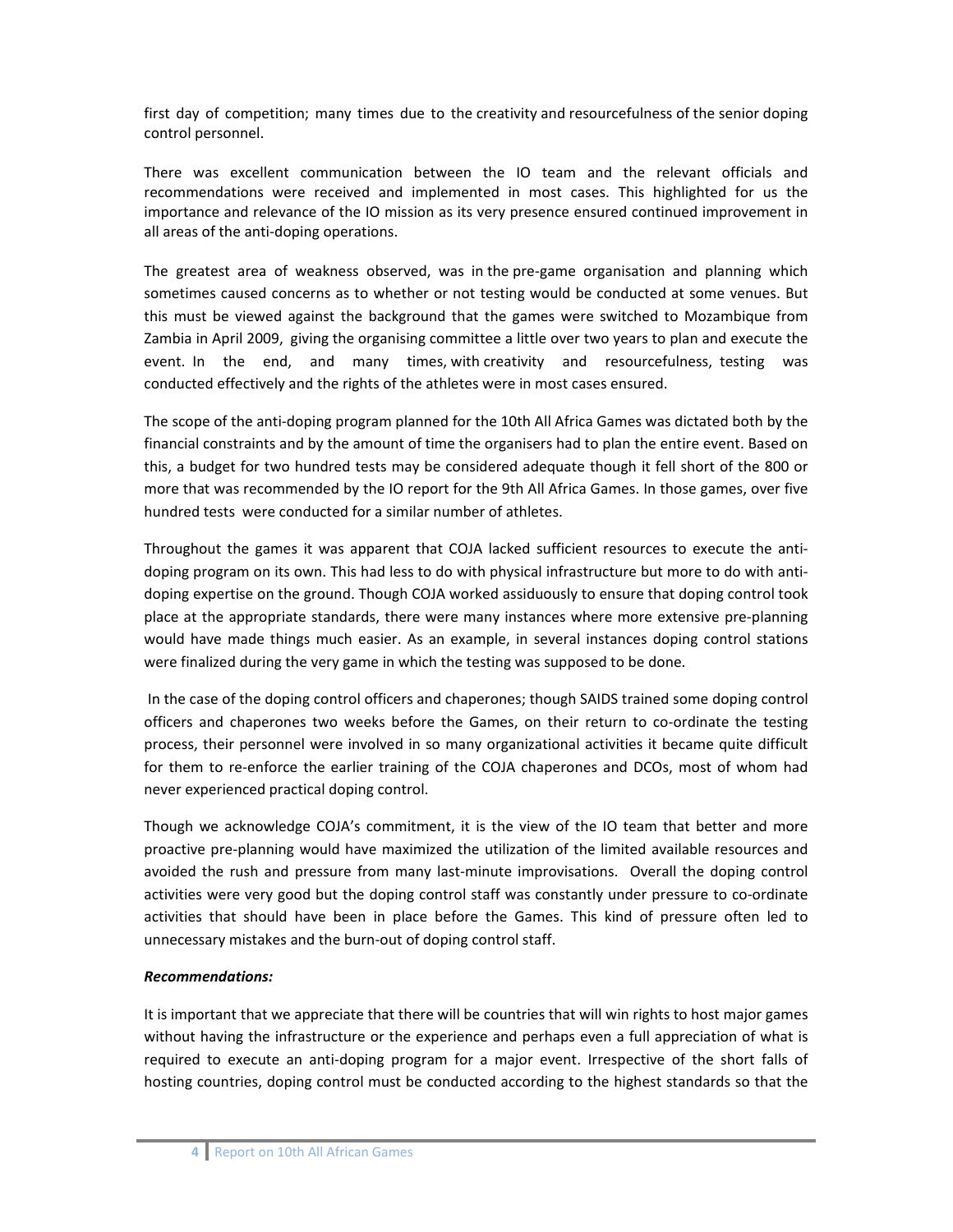first day of competition; many times due to the creativity and resourcefulness of the senior doping control personnel.

There was excellent communication between the IO team and the relevant officials and recommendations were received and implemented in most cases. This highlighted for us the importance and relevance of the IO mission as its very presence ensured continued improvement in all areas of the anti-doping operations.

The greatest area of weakness observed, was in the pre-game organisation and planning which sometimes caused concerns as to whether or not testing would be conducted at some venues. But this must be viewed against the background that the games were switched to Mozambique from Zambia in April 2009, giving the organising committee a little over two years to plan and execute the event. In the end, and many times, with creativity and resourcefulness, testing was conducted effectively and the rights of the athletes were in most cases ensured.

The scope of the anti-doping program planned for the 10th All Africa Games was dictated both by the financial constraints and by the amount of time the organisers had to plan the entire event. Based on this, a budget for two hundred tests may be considered adequate though it fell short of the 800 or more that was recommended by the IO report for the 9th All Africa Games. In those games, over five hundred tests were conducted for a similar number of athletes.

Throughout the games it was apparent that COJA lacked sufficient resources to execute the anti-doping program on its own. This had less to do with physical infrastructure but more to do with anti-doping expertise on the ground. Though COJA worked assiduously to ensure that doping control took place at the appropriate standards, there were many instances where more extensive pre-planning would have made things much easier. As an example, in several instances doping control stations were finalized during the very game in which the testing was supposed to be done.

In the case of the doping control officers and chaperones; though SAIDS trained some doping control officers and chaperones two weeks before the Games, on their return to co-ordinate the testing process, their personnel were involved in so many organizational activities it became quite difficult for them to re-enforce the earlier training of the COJA chaperones and DCOs, most of whom had never experienced practical doping control.

Though we acknowledge COJA's commitment, it is the view of the IO team that better and more proactive pre-planning would have maximized the utilization of the limited available resources and avoided the rush and pressure from many last-minute improvisations. Overall the doping control activities were very good but the doping control staff was constantly under pressure to co-ordinate activities that should have been in place before the Games. This kind of pressure often led to unnecessary mistakes and the burn-out of doping control staff.

***Recommendations:***

It is important that we appreciate that there will be countries that will win rights to host major games without having the infrastructure or the experience and perhaps even a full appreciation of what is required to execute an anti-doping program for a major event. Irrespective of the short falls of hosting countries, doping control must be conducted according to the highest standards so that the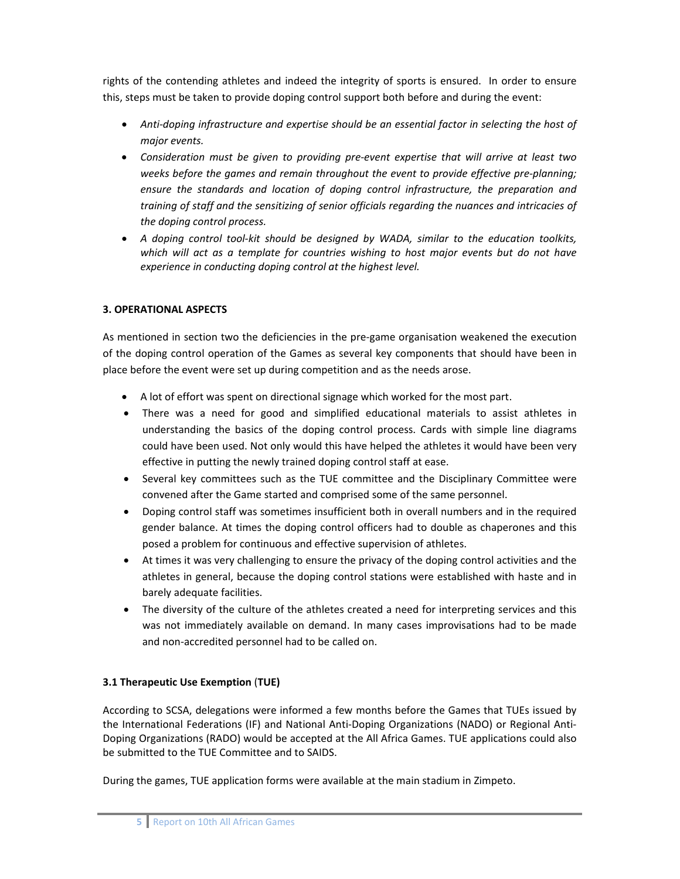rights of the contending athletes and indeed the integrity of sports is ensured. In order to ensure this, steps must be taken to provide doping control support both before and during the event:

- *Anti-doping infrastructure and expertise should be an essential factor in selecting the host of major events.*
- *Consideration must be given to providing pre-event expertise that will arrive at least two weeks before the games and remain throughout the event to provide effective pre-planning; ensure the standards and location of doping control infrastructure, the preparation and training of staff and the sensitizing of senior officials regarding the nuances and intricacies of the doping control process.*
- *A doping control tool-kit should be designed by WADA, similar to the education toolkits, which will act as a template for countries wishing to host major events but do not have experience in conducting doping control at the highest level.*

**3. OPERATIONAL ASPECTS**

As mentioned in section two the deficiencies in the pre-game organisation weakened the execution of the doping control operation of the Games as several key components that should have been in place before the event were set up during competition and as the needs arose.

- A lot of effort was spent on directional signage which worked for the most part.
- There was a need for good and simplified educational materials to assist athletes in understanding the basics of the doping control process. Cards with simple line diagrams could have been used. Not only would this have helped the athletes it would have been very effective in putting the newly trained doping control staff at ease.
- Several key committees such as the TUE committee and the Disciplinary Committee were convened after the Game started and comprised some of the same personnel.
- Doping control staff was sometimes insufficient both in overall numbers and in the required gender balance. At times the doping control officers had to double as chaperones and this posed a problem for continuous and effective supervision of athletes.
- At times it was very challenging to ensure the privacy of the doping control activities and the athletes in general, because the doping control stations were established with haste and in barely adequate facilities.
- The diversity of the culture of the athletes created a need for interpreting services and this was not immediately available on demand. In many cases improvisations had to be made and non-accredited personnel had to be called on.

**3.1 Therapeutic Use Exemption (TUE)**

According to SCSA, delegations were informed a few months before the Games that TUEs issued by the International Federations (IF) and National Anti-Doping Organizations (NADO) or Regional Anti-Doping Organizations (RADO) would be accepted at the All Africa Games. TUE applications could also be submitted to the TUE Committee and to SAIDS.

During the games, TUE application forms were available at the main stadium in Zimpeto.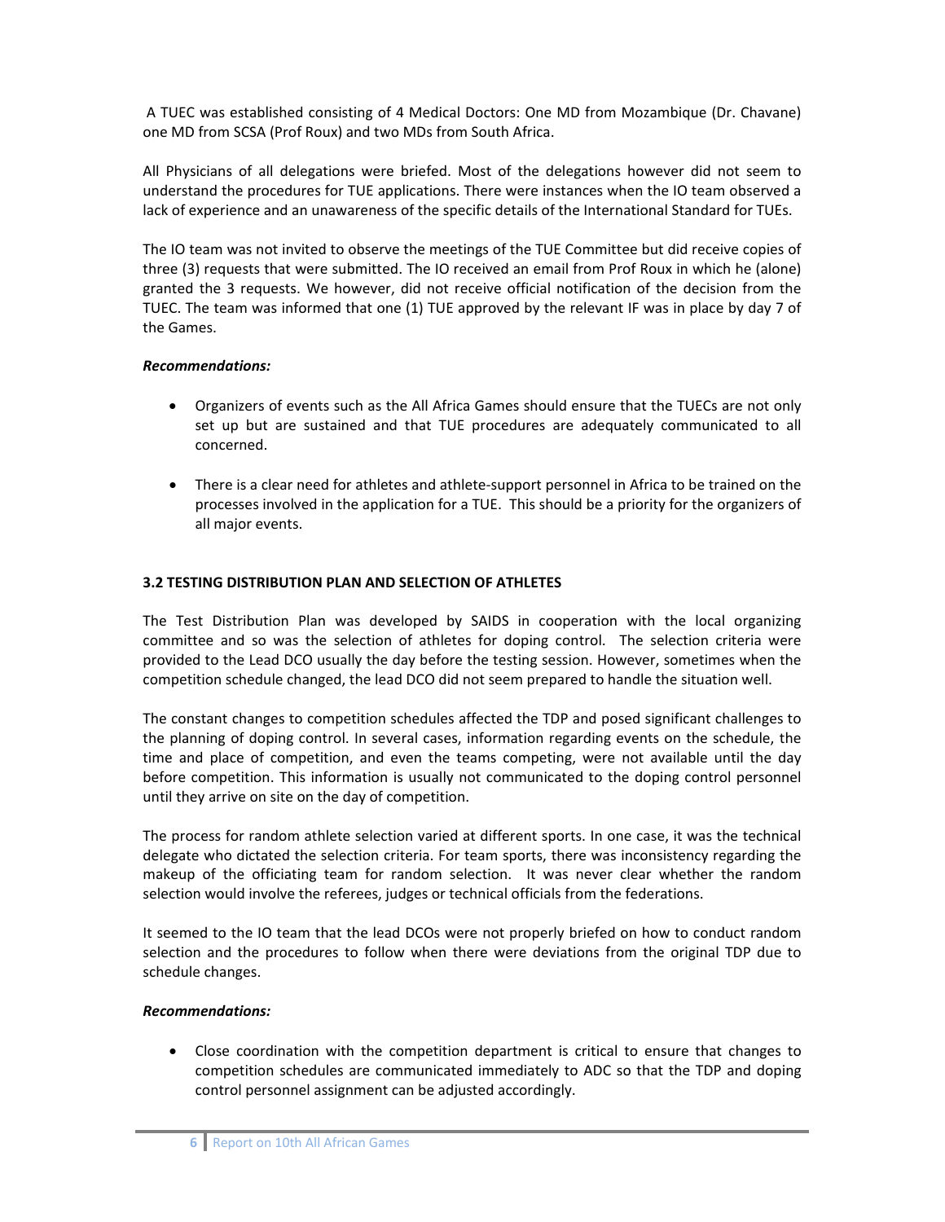A TUEC was established consisting of 4 Medical Doctors: One MD from Mozambique (Dr. Chavane) one MD from SCSA (Prof Roux) and two MDs from South Africa.

All Physicians of all delegations were briefed. Most of the delegations however did not seem to understand the procedures for TUE applications. There were instances when the IO team observed a lack of experience and an unawareness of the specific details of the International Standard for TUEs.

The IO team was not invited to observe the meetings of the TUE Committee but did receive copies of three (3) requests that were submitted. The IO received an email from Prof Roux in which he (alone) granted the 3 requests. We however, did not receive official notification of the decision from the TUEC. The team was informed that one (1) TUE approved by the relevant IF was in place by day 7 of the Games.

***Recommendations:***

- Organizers of events such as the All Africa Games should ensure that the TUECs are not only set up but are sustained and that TUE procedures are adequately communicated to all concerned.
- There is a clear need for athletes and athlete-support personnel in Africa to be trained on the processes involved in the application for a TUE. This should be a priority for the organizers of all major events.

**3.2 TESTING DISTRIBUTION PLAN AND SELECTION OF ATHLETES**

The Test Distribution Plan was developed by SAIDS in cooperation with the local organizing committee and so was the selection of athletes for doping control. The selection criteria were provided to the Lead DCO usually the day before the testing session. However, sometimes when the competition schedule changed, the lead DCO did not seem prepared to handle the situation well.

The constant changes to competition schedules affected the TDP and posed significant challenges to the planning of doping control. In several cases, information regarding events on the schedule, the time and place of competition, and even the teams competing, were not available until the day before competition. This information is usually not communicated to the doping control personnel until they arrive on site on the day of competition.

The process for random athlete selection varied at different sports. In one case, it was the technical delegate who dictated the selection criteria. For team sports, there was inconsistency regarding the makeup of the officiating team for random selection. It was never clear whether the random selection would involve the referees, judges or technical officials from the federations.

It seemed to the IO team that the lead DCOs were not properly briefed on how to conduct random selection and the procedures to follow when there were deviations from the original TDP due to schedule changes.

***Recommendations:***

- Close coordination with the competition department is critical to ensure that changes to competition schedules are communicated immediately to ADC so that the TDP and doping control personnel assignment can be adjusted accordingly.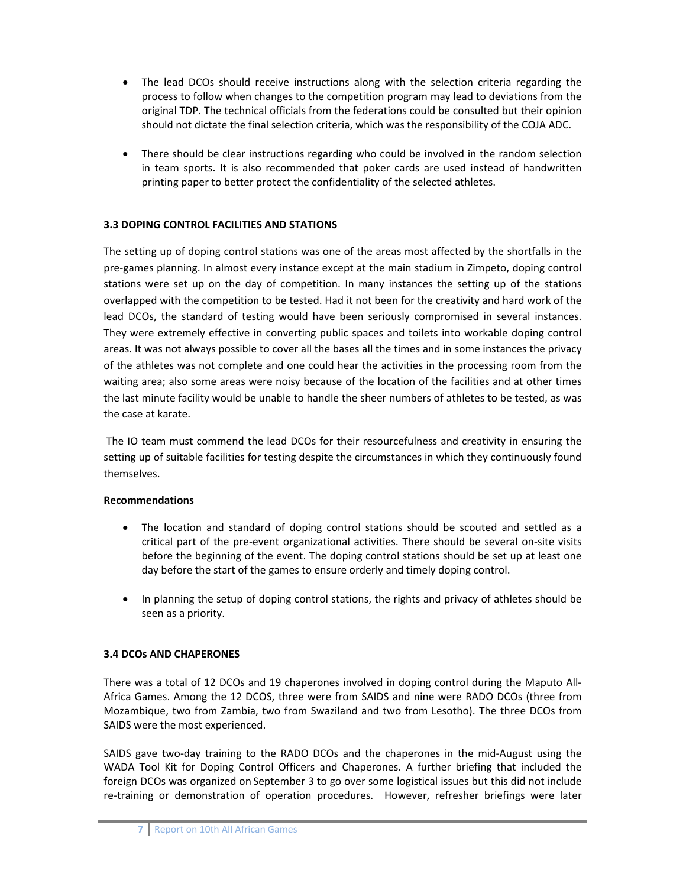- The lead DCOs should receive instructions along with the selection criteria regarding the process to follow when changes to the competition program may lead to deviations from the original TDP. The technical officials from the federations could be consulted but their opinion should not dictate the final selection criteria, which was the responsibility of the COJA ADC.
- There should be clear instructions regarding who could be involved in the random selection in team sports. It is also recommended that poker cards are used instead of handwritten printing paper to better protect the confidentiality of the selected athletes.

### 3.3 DOPING CONTROL FACILITIES AND STATIONS

The setting up of doping control stations was one of the areas most affected by the shortfalls in the pre-games planning. In almost every instance except at the main stadium in Zimpeto, doping control stations were set up on the day of competition. In many instances the setting up of the stations overlapped with the competition to be tested. Had it not been for the creativity and hard work of the lead DCOs, the standard of testing would have been seriously compromised in several instances. They were extremely effective in converting public spaces and toilets into workable doping control areas. It was not always possible to cover all the bases all the times and in some instances the privacy of the athletes was not complete and one could hear the activities in the processing room from the waiting area; also some areas were noisy because of the location of the facilities and at other times the last minute facility would be unable to handle the sheer numbers of athletes to be tested, as was the case at karate.

The IO team must commend the lead DCOs for their resourcefulness and creativity in ensuring the setting up of suitable facilities for testing despite the circumstances in which they continuously found themselves.

**Recommendations**

- The location and standard of doping control stations should be scouted and settled as a critical part of the pre-event organizational activities. There should be several on-site visits before the beginning of the event. The doping control stations should be set up at least one day before the start of the games to ensure orderly and timely doping control.
- In planning the setup of doping control stations, the rights and privacy of athletes should be seen as a priority.

### 3.4 DCOs AND CHAPERONES

There was a total of 12 DCOs and 19 chaperones involved in doping control during the Maputo All-Africa Games. Among the 12 DCOS, three were from SAIDS and nine were RADO DCOs (three from Mozambique, two from Zambia, two from Swaziland and two from Lesotho). The three DCOs from SAIDS were the most experienced.

SAIDS gave two-day training to the RADO DCOs and the chaperones in the mid-August using the WADA Tool Kit for Doping Control Officers and Chaperones. A further briefing that included the foreign DCOs was organized on September 3 to go over some logistical issues but this did not include re-training or demonstration of operation procedures. However, refresher briefings were later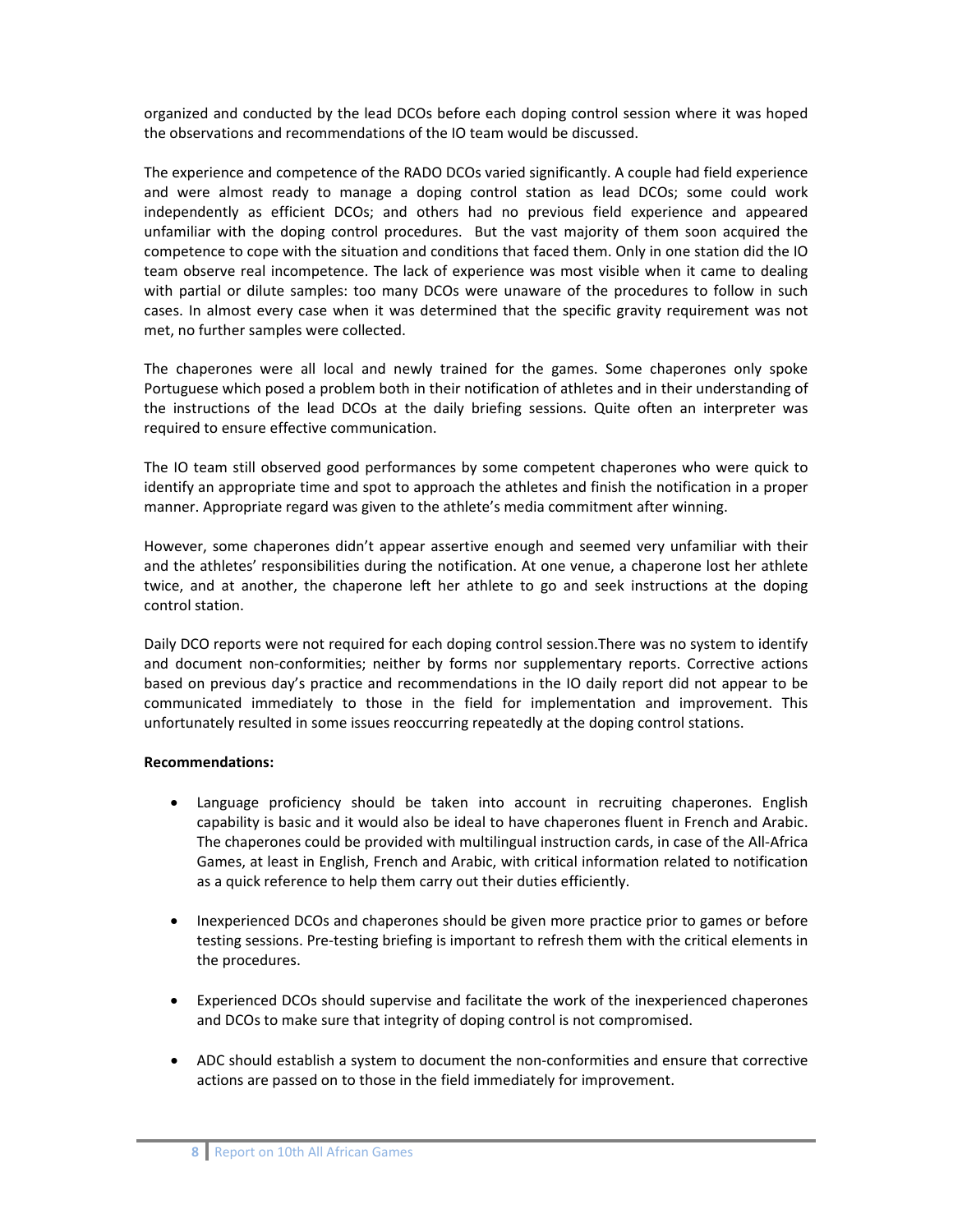organized and conducted by the lead DCOs before each doping control session where it was hoped the observations and recommendations of the IO team would be discussed.

The experience and competence of the RADO DCOs varied significantly. A couple had field experience and were almost ready to manage a doping control station as lead DCOs; some could work independently as efficient DCOs; and others had no previous field experience and appeared unfamiliar with the doping control procedures. But the vast majority of them soon acquired the competence to cope with the situation and conditions that faced them. Only in one station did the IO team observe real incompetence. The lack of experience was most visible when it came to dealing with partial or dilute samples: too many DCOs were unaware of the procedures to follow in such cases. In almost every case when it was determined that the specific gravity requirement was not met, no further samples were collected.

The chaperones were all local and newly trained for the games. Some chaperones only spoke Portuguese which posed a problem both in their notification of athletes and in their understanding of the instructions of the lead DCOs at the daily briefing sessions. Quite often an interpreter was required to ensure effective communication.

The IO team still observed good performances by some competent chaperones who were quick to identify an appropriate time and spot to approach the athletes and finish the notification in a proper manner. Appropriate regard was given to the athlete's media commitment after winning.

However, some chaperones didn't appear assertive enough and seemed very unfamiliar with their and the athletes' responsibilities during the notification. At one venue, a chaperone lost her athlete twice, and at another, the chaperone left her athlete to go and seek instructions at the doping control station.

Daily DCO reports were not required for each doping control session.There was no system to identify and document non-conformities; neither by forms nor supplementary reports. Corrective actions based on previous day's practice and recommendations in the IO daily report did not appear to be communicated immediately to those in the field for implementation and improvement. This unfortunately resulted in some issues reoccurring repeatedly at the doping control stations.

**Recommendations:**

- Language proficiency should be taken into account in recruiting chaperones. English capability is basic and it would also be ideal to have chaperones fluent in French and Arabic. The chaperones could be provided with multilingual instruction cards, in case of the All-Africa Games, at least in English, French and Arabic, with critical information related to notification as a quick reference to help them carry out their duties efficiently.

- Inexperienced DCOs and chaperones should be given more practice prior to games or before testing sessions. Pre-testing briefing is important to refresh them with the critical elements in the procedures.

- Experienced DCOs should supervise and facilitate the work of the inexperienced chaperones and DCOs to make sure that integrity of doping control is not compromised.

- ADC should establish a system to document the non-conformities and ensure that corrective actions are passed on to those in the field immediately for improvement.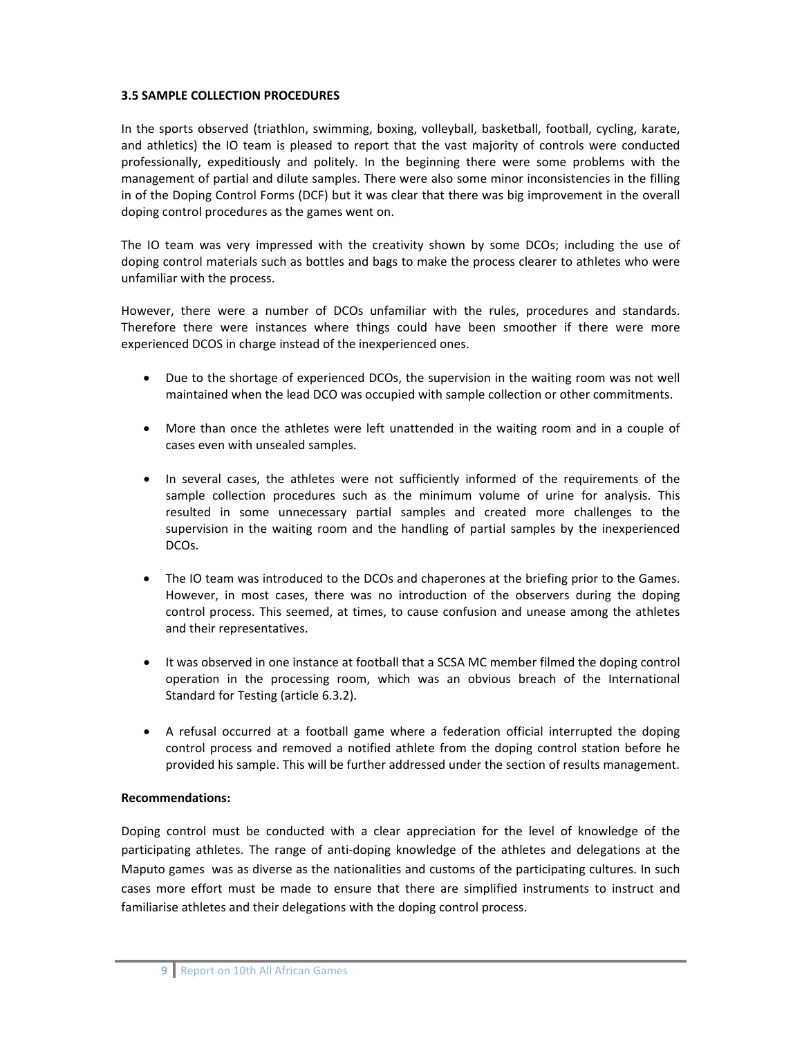### 3.5 SAMPLE COLLECTION PROCEDURES

In the sports observed (triathlon, swimming, boxing, volleyball, basketball, football, cycling, karate, and athletics) the IO team is pleased to report that the vast majority of controls were conducted professionally, expeditiously and politely. In the beginning there were some problems with the management of partial and dilute samples. There were also some minor inconsistencies in the filling in of the Doping Control Forms (DCF) but it was clear that there was big improvement in the overall doping control procedures as the games went on.

The IO team was very impressed with the creativity shown by some DCOs; including the use of doping control materials such as bottles and bags to make the process clearer to athletes who were unfamiliar with the process.

However, there were a number of DCOs unfamiliar with the rules, procedures and standards. Therefore there were instances where things could have been smoother if there were more experienced DCOS in charge instead of the inexperienced ones.

- Due to the shortage of experienced DCOs, the supervision in the waiting room was not well maintained when the lead DCO was occupied with sample collection or other commitments.
- More than once the athletes were left unattended in the waiting room and in a couple of cases even with unsealed samples.
- In several cases, the athletes were not sufficiently informed of the requirements of the sample collection procedures such as the minimum volume of urine for analysis. This resulted in some unnecessary partial samples and created more challenges to the supervision in the waiting room and the handling of partial samples by the inexperienced DCOs.
- The IO team was introduced to the DCOs and chaperones at the briefing prior to the Games. However, in most cases, there was no introduction of the observers during the doping control process. This seemed, at times, to cause confusion and unease among the athletes and their representatives.
- It was observed in one instance at football that a SCSA MC member filmed the doping control operation in the processing room, which was an obvious breach of the International Standard for Testing (article 6.3.2).
- A refusal occurred at a football game where a federation official interrupted the doping control process and removed a notified athlete from the doping control station before he provided his sample. This will be further addressed under the section of results management.

**Recommendations:**

Doping control must be conducted with a clear appreciation for the level of knowledge of the participating athletes. The range of anti-doping knowledge of the athletes and delegations at the Maputo games was as diverse as the nationalities and customs of the participating cultures. In such cases more effort must be made to ensure that there are simplified instruments to instruct and familiarise athletes and their delegations with the doping control process.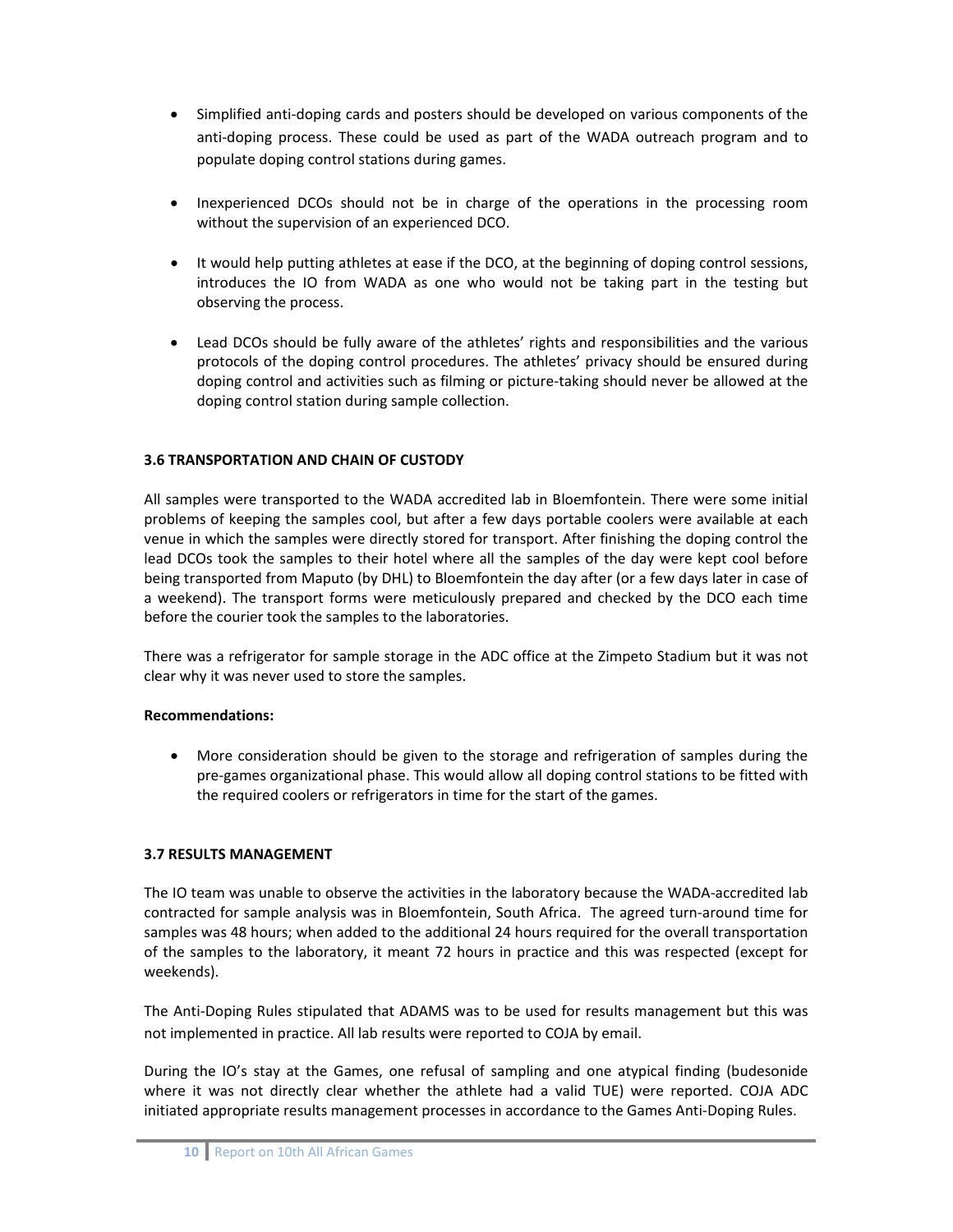- Simplified anti-doping cards and posters should be developed on various components of the anti-doping process. These could be used as part of the WADA outreach program and to populate doping control stations during games.

- Inexperienced DCOs should not be in charge of the operations in the processing room without the supervision of an experienced DCO.

- It would help putting athletes at ease if the DCO, at the beginning of doping control sessions, introduces the IO from WADA as one who would not be taking part in the testing but observing the process.

- Lead DCOs should be fully aware of the athletes' rights and responsibilities and the various protocols of the doping control procedures. The athletes' privacy should be ensured during doping control and activities such as filming or picture-taking should never be allowed at the doping control station during sample collection.

### 3.6 TRANSPORTATION AND CHAIN OF CUSTODY

All samples were transported to the WADA accredited lab in Bloemfontein. There were some initial problems of keeping the samples cool, but after a few days portable coolers were available at each venue in which the samples were directly stored for transport. After finishing the doping control the lead DCOs took the samples to their hotel where all the samples of the day were kept cool before being transported from Maputo (by DHL) to Bloemfontein the day after (or a few days later in case of a weekend). The transport forms were meticulously prepared and checked by the DCO each time before the courier took the samples to the laboratories.

There was a refrigerator for sample storage in the ADC office at the Zimpeto Stadium but it was not clear why it was never used to store the samples.

**Recommendations:**

- More consideration should be given to the storage and refrigeration of samples during the pre-games organizational phase. This would allow all doping control stations to be fitted with the required coolers or refrigerators in time for the start of the games.

### 3.7 RESULTS MANAGEMENT

The IO team was unable to observe the activities in the laboratory because the WADA-accredited lab contracted for sample analysis was in Bloemfontein, South Africa. The agreed turn-around time for samples was 48 hours; when added to the additional 24 hours required for the overall transportation of the samples to the laboratory, it meant 72 hours in practice and this was respected (except for weekends).

The Anti-Doping Rules stipulated that ADAMS was to be used for results management but this was not implemented in practice. All lab results were reported to COJA by email.

During the IO's stay at the Games, one refusal of sampling and one atypical finding (budesonide where it was not directly clear whether the athlete had a valid TUE) were reported. COJA ADC initiated appropriate results management processes in accordance to the Games Anti-Doping Rules.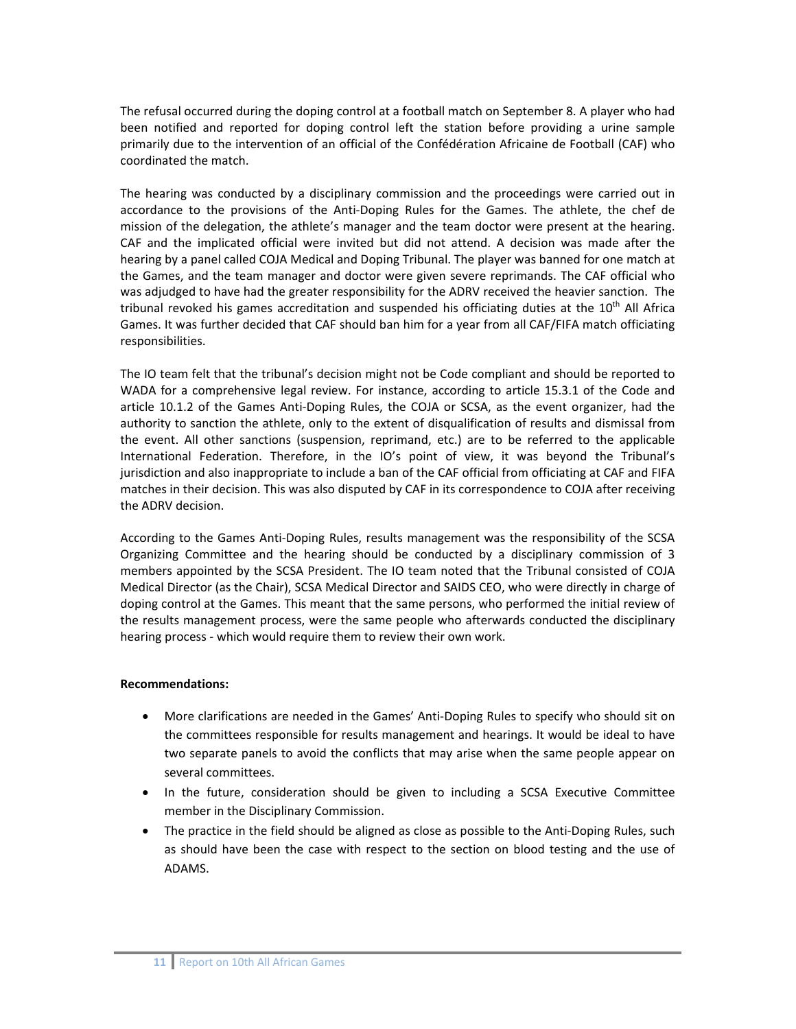The refusal occurred during the doping control at a football match on September 8. A player who had been notified and reported for doping control left the station before providing a urine sample primarily due to the intervention of an official of the Confédération Africaine de Football (CAF) who coordinated the match.

The hearing was conducted by a disciplinary commission and the proceedings were carried out in accordance to the provisions of the Anti-Doping Rules for the Games. The athlete, the chef de mission of the delegation, the athlete's manager and the team doctor were present at the hearing. CAF and the implicated official were invited but did not attend. A decision was made after the hearing by a panel called COJA Medical and Doping Tribunal. The player was banned for one match at the Games, and the team manager and doctor were given severe reprimands. The CAF official who was adjudged to have had the greater responsibility for the ADRV received the heavier sanction. The tribunal revoked his games accreditation and suspended his officiating duties at the 10th All Africa Games. It was further decided that CAF should ban him for a year from all CAF/FIFA match officiating responsibilities.

The IO team felt that the tribunal's decision might not be Code compliant and should be reported to WADA for a comprehensive legal review. For instance, according to article 15.3.1 of the Code and article 10.1.2 of the Games Anti-Doping Rules, the COJA or SCSA, as the event organizer, had the authority to sanction the athlete, only to the extent of disqualification of results and dismissal from the event. All other sanctions (suspension, reprimand, etc.) are to be referred to the applicable International Federation. Therefore, in the IO's point of view, it was beyond the Tribunal's jurisdiction and also inappropriate to include a ban of the CAF official from officiating at CAF and FIFA matches in their decision. This was also disputed by CAF in its correspondence to COJA after receiving the ADRV decision.

According to the Games Anti-Doping Rules, results management was the responsibility of the SCSA Organizing Committee and the hearing should be conducted by a disciplinary commission of 3 members appointed by the SCSA President. The IO team noted that the Tribunal consisted of COJA Medical Director (as the Chair), SCSA Medical Director and SAIDS CEO, who were directly in charge of doping control at the Games. This meant that the same persons, who performed the initial review of the results management process, were the same people who afterwards conducted the disciplinary hearing process - which would require them to review their own work.

**Recommendations:**

- More clarifications are needed in the Games' Anti-Doping Rules to specify who should sit on the committees responsible for results management and hearings. It would be ideal to have two separate panels to avoid the conflicts that may arise when the same people appear on several committees.
- In the future, consideration should be given to including a SCSA Executive Committee member in the Disciplinary Commission.
- The practice in the field should be aligned as close as possible to the Anti-Doping Rules, such as should have been the case with respect to the section on blood testing and the use of ADAMS.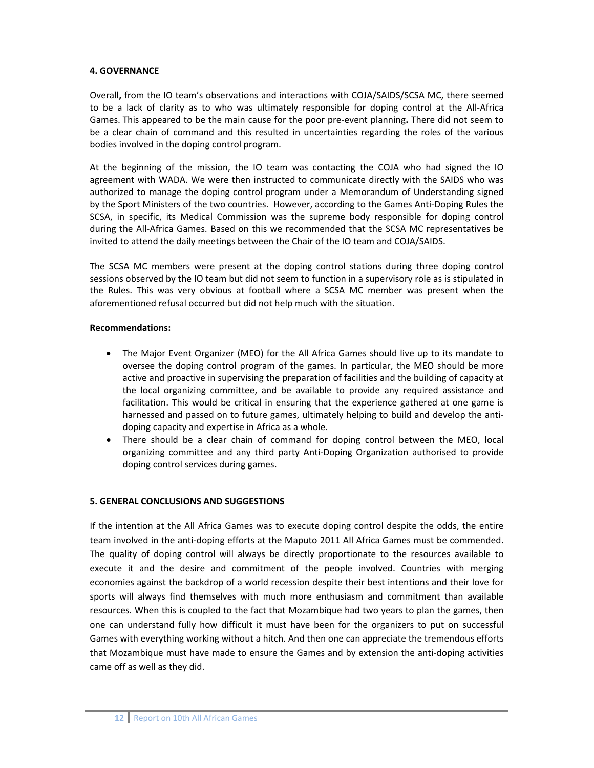## 4. GOVERNANCE

Overall**,** from the IO team's observations and interactions with COJA/SAIDS/SCSA MC, there seemed to be a lack of clarity as to who was ultimately responsible for doping control at the All-Africa Games. This appeared to be the main cause for the poor pre-event planning**.** There did not seem to be a clear chain of command and this resulted in uncertainties regarding the roles of the various bodies involved in the doping control program.

At the beginning of the mission, the IO team was contacting the COJA who had signed the IO agreement with WADA. We were then instructed to communicate directly with the SAIDS who was authorized to manage the doping control program under a Memorandum of Understanding signed by the Sport Ministers of the two countries. However, according to the Games Anti-Doping Rules the SCSA, in specific, its Medical Commission was the supreme body responsible for doping control during the All-Africa Games. Based on this we recommended that the SCSA MC representatives be invited to attend the daily meetings between the Chair of the IO team and COJA/SAIDS.

The SCSA MC members were present at the doping control stations during three doping control sessions observed by the IO team but did not seem to function in a supervisory role as is stipulated in the Rules. This was very obvious at football where a SCSA MC member was present when the aforementioned refusal occurred but did not help much with the situation.

**Recommendations:**

- The Major Event Organizer (MEO) for the All Africa Games should live up to its mandate to oversee the doping control program of the games. In particular, the MEO should be more active and proactive in supervising the preparation of facilities and the building of capacity at the local organizing committee, and be available to provide any required assistance and facilitation. This would be critical in ensuring that the experience gathered at one game is harnessed and passed on to future games, ultimately helping to build and develop the anti-doping capacity and expertise in Africa as a whole.
- There should be a clear chain of command for doping control between the MEO, local organizing committee and any third party Anti-Doping Organization authorised to provide doping control services during games.

## 5. GENERAL CONCLUSIONS AND SUGGESTIONS

If the intention at the All Africa Games was to execute doping control despite the odds, the entire team involved in the anti-doping efforts at the Maputo 2011 All Africa Games must be commended. The quality of doping control will always be directly proportionate to the resources available to execute it and the desire and commitment of the people involved. Countries with merging economies against the backdrop of a world recession despite their best intentions and their love for sports will always find themselves with much more enthusiasm and commitment than available resources. When this is coupled to the fact that Mozambique had two years to plan the games, then one can understand fully how difficult it must have been for the organizers to put on successful Games with everything working without a hitch. And then one can appreciate the tremendous efforts that Mozambique must have made to ensure the Games and by extension the anti-doping activities came off as well as they did.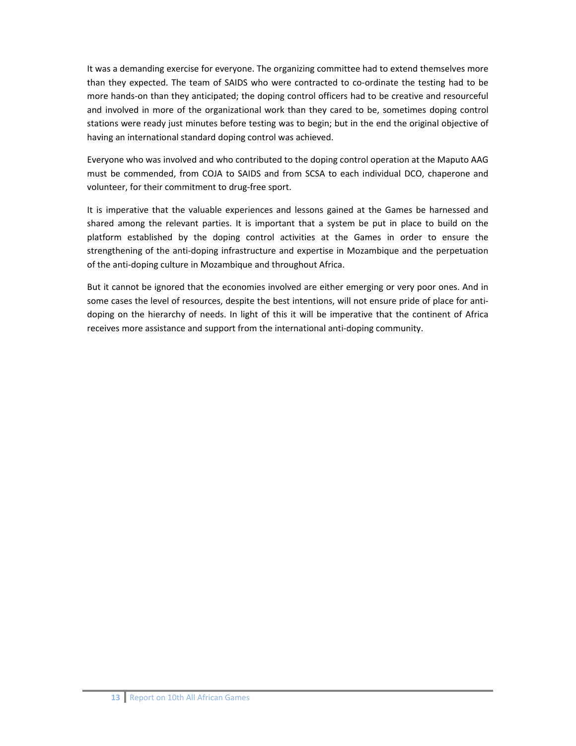It was a demanding exercise for everyone. The organizing committee had to extend themselves more than they expected. The team of SAIDS who were contracted to co-ordinate the testing had to be more hands-on than they anticipated; the doping control officers had to be creative and resourceful and involved in more of the organizational work than they cared to be, sometimes doping control stations were ready just minutes before testing was to begin; but in the end the original objective of having an international standard doping control was achieved.

Everyone who was involved and who contributed to the doping control operation at the Maputo AAG must be commended, from COJA to SAIDS and from SCSA to each individual DCO, chaperone and volunteer, for their commitment to drug-free sport.

It is imperative that the valuable experiences and lessons gained at the Games be harnessed and shared among the relevant parties. It is important that a system be put in place to build on the platform established by the doping control activities at the Games in order to ensure the strengthening of the anti-doping infrastructure and expertise in Mozambique and the perpetuation of the anti-doping culture in Mozambique and throughout Africa.

But it cannot be ignored that the economies involved are either emerging or very poor ones. And in some cases the level of resources, despite the best intentions, will not ensure pride of place for anti-doping on the hierarchy of needs. In light of this it will be imperative that the continent of Africa receives more assistance and support from the international anti-doping community.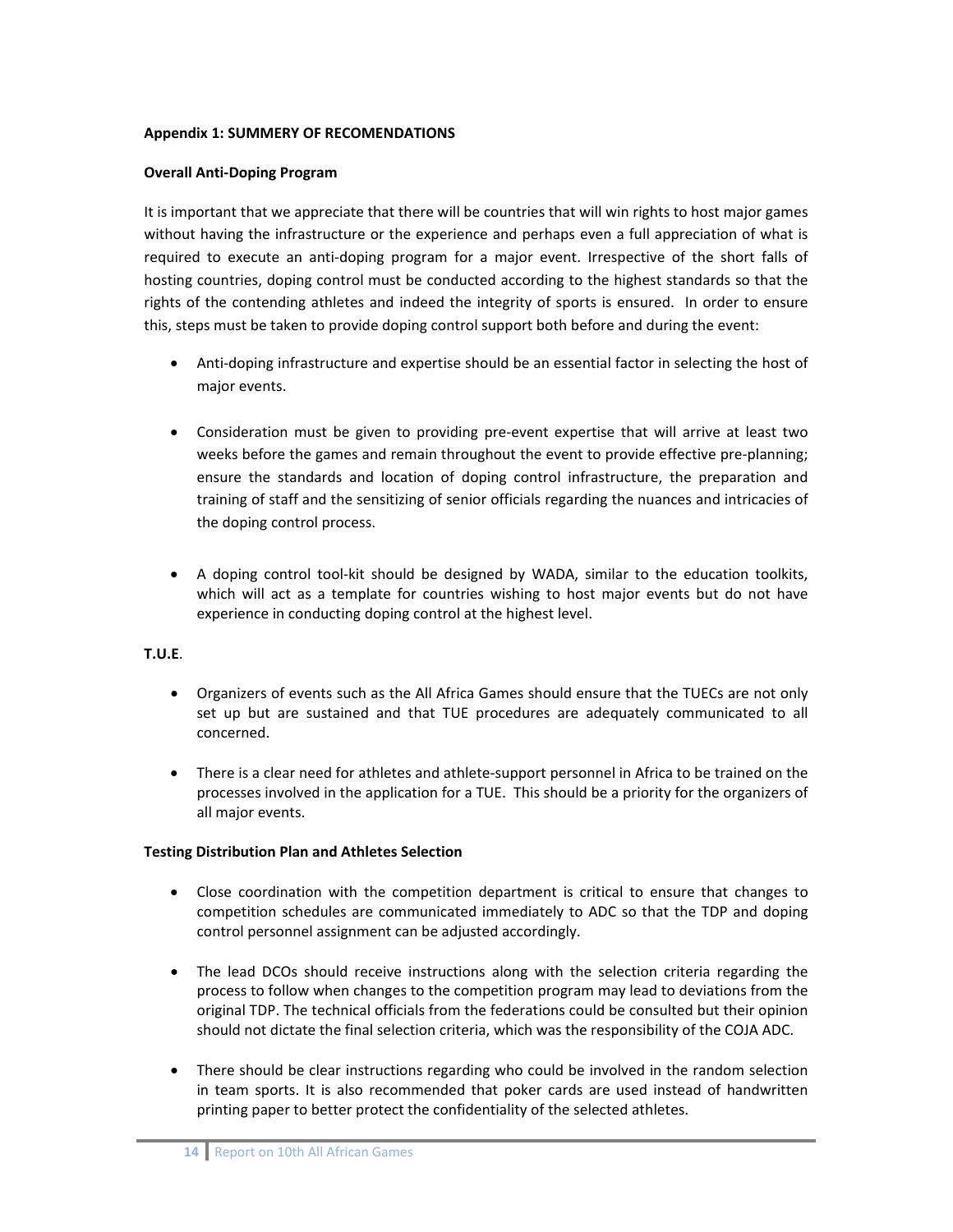**Appendix 1: SUMMERY OF RECOMENDATIONS**

**Overall Anti-Doping Program**

It is important that we appreciate that there will be countries that will win rights to host major games without having the infrastructure or the experience and perhaps even a full appreciation of what is required to execute an anti-doping program for a major event. Irrespective of the short falls of hosting countries, doping control must be conducted according to the highest standards so that the rights of the contending athletes and indeed the integrity of sports is ensured. In order to ensure this, steps must be taken to provide doping control support both before and during the event:

- Anti-doping infrastructure and expertise should be an essential factor in selecting the host of major events.
- Consideration must be given to providing pre-event expertise that will arrive at least two weeks before the games and remain throughout the event to provide effective pre-planning; ensure the standards and location of doping control infrastructure, the preparation and training of staff and the sensitizing of senior officials regarding the nuances and intricacies of the doping control process.
- A doping control tool-kit should be designed by WADA, similar to the education toolkits, which will act as a template for countries wishing to host major events but do not have experience in conducting doping control at the highest level.

**T.U.E**.

- Organizers of events such as the All Africa Games should ensure that the TUECs are not only set up but are sustained and that TUE procedures are adequately communicated to all concerned.
- There is a clear need for athletes and athlete-support personnel in Africa to be trained on the processes involved in the application for a TUE. This should be a priority for the organizers of all major events.

**Testing Distribution Plan and Athletes Selection**

- Close coordination with the competition department is critical to ensure that changes to competition schedules are communicated immediately to ADC so that the TDP and doping control personnel assignment can be adjusted accordingly.
- The lead DCOs should receive instructions along with the selection criteria regarding the process to follow when changes to the competition program may lead to deviations from the original TDP. The technical officials from the federations could be consulted but their opinion should not dictate the final selection criteria, which was the responsibility of the COJA ADC.
- There should be clear instructions regarding who could be involved in the random selection in team sports. It is also recommended that poker cards are used instead of handwritten printing paper to better protect the confidentiality of the selected athletes.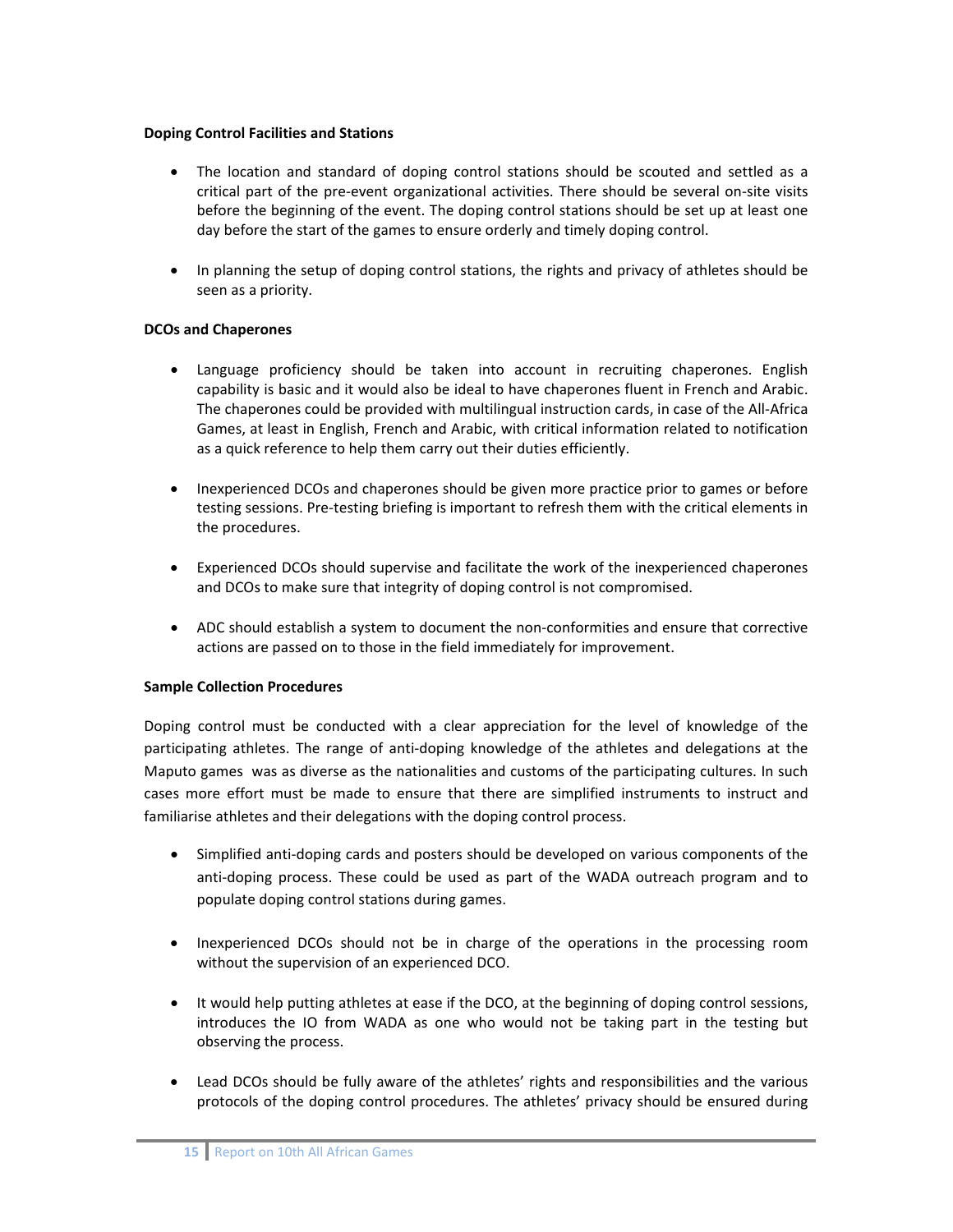**Doping Control Facilities and Stations**

- The location and standard of doping control stations should be scouted and settled as a critical part of the pre-event organizational activities. There should be several on-site visits before the beginning of the event. The doping control stations should be set up at least one day before the start of the games to ensure orderly and timely doping control.
- In planning the setup of doping control stations, the rights and privacy of athletes should be seen as a priority.

**DCOs and Chaperones**

- Language proficiency should be taken into account in recruiting chaperones. English capability is basic and it would also be ideal to have chaperones fluent in French and Arabic. The chaperones could be provided with multilingual instruction cards, in case of the All-Africa Games, at least in English, French and Arabic, with critical information related to notification as a quick reference to help them carry out their duties efficiently.
- Inexperienced DCOs and chaperones should be given more practice prior to games or before testing sessions. Pre-testing briefing is important to refresh them with the critical elements in the procedures.
- Experienced DCOs should supervise and facilitate the work of the inexperienced chaperones and DCOs to make sure that integrity of doping control is not compromised.
- ADC should establish a system to document the non-conformities and ensure that corrective actions are passed on to those in the field immediately for improvement.

**Sample Collection Procedures**

Doping control must be conducted with a clear appreciation for the level of knowledge of the participating athletes. The range of anti-doping knowledge of the athletes and delegations at the Maputo games was as diverse as the nationalities and customs of the participating cultures. In such cases more effort must be made to ensure that there are simplified instruments to instruct and familiarise athletes and their delegations with the doping control process.

- Simplified anti-doping cards and posters should be developed on various components of the anti-doping process. These could be used as part of the WADA outreach program and to populate doping control stations during games.
- Inexperienced DCOs should not be in charge of the operations in the processing room without the supervision of an experienced DCO.
- It would help putting athletes at ease if the DCO, at the beginning of doping control sessions, introduces the IO from WADA as one who would not be taking part in the testing but observing the process.
- Lead DCOs should be fully aware of the athletes' rights and responsibilities and the various protocols of the doping control procedures. The athletes' privacy should be ensured during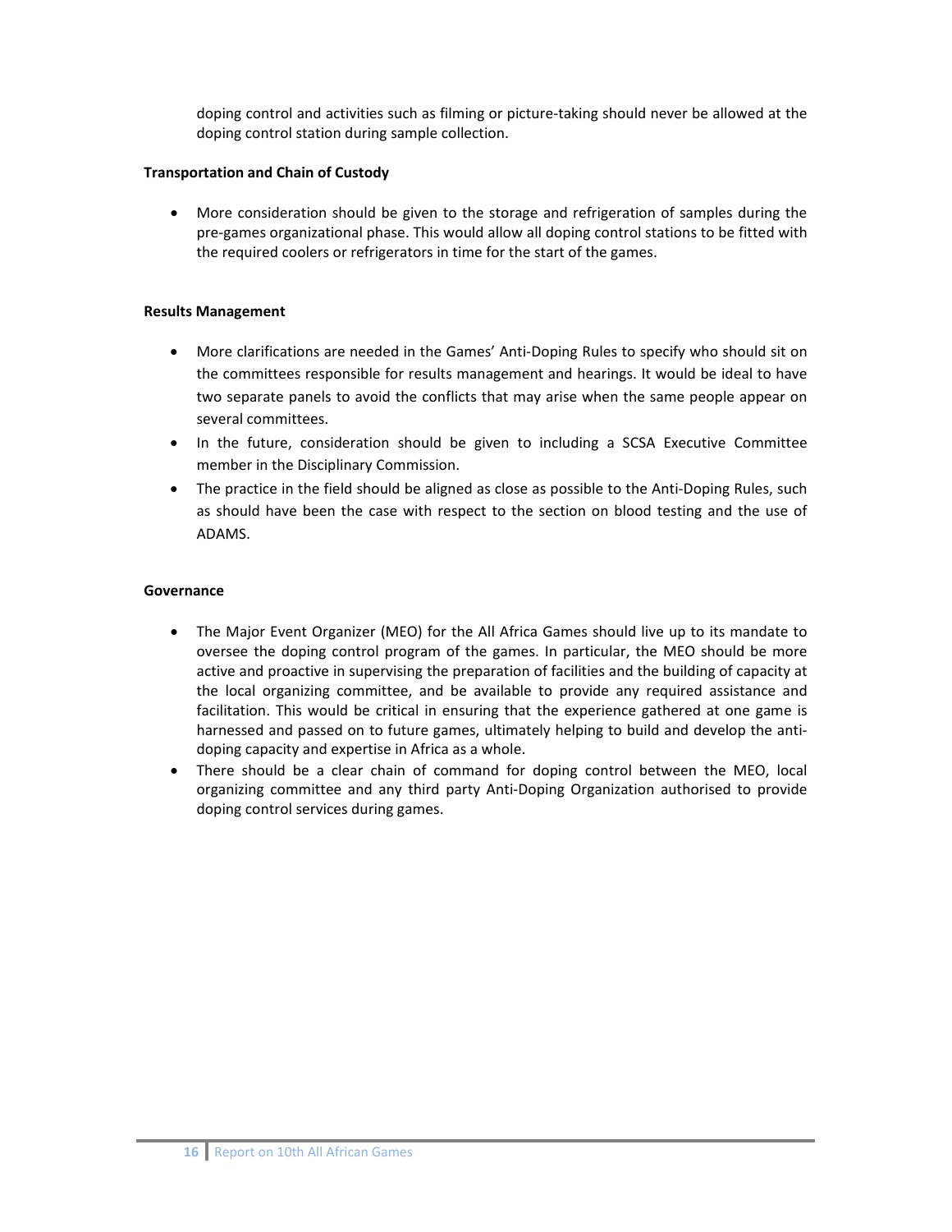doping control and activities such as filming or picture-taking should never be allowed at the doping control station during sample collection.

**Transportation and Chain of Custody**

- More consideration should be given to the storage and refrigeration of samples during the pre-games organizational phase. This would allow all doping control stations to be fitted with the required coolers or refrigerators in time for the start of the games.

**Results Management**

- More clarifications are needed in the Games' Anti-Doping Rules to specify who should sit on the committees responsible for results management and hearings. It would be ideal to have two separate panels to avoid the conflicts that may arise when the same people appear on several committees.
- In the future, consideration should be given to including a SCSA Executive Committee member in the Disciplinary Commission.
- The practice in the field should be aligned as close as possible to the Anti-Doping Rules, such as should have been the case with respect to the section on blood testing and the use of ADAMS.

**Governance**

- The Major Event Organizer (MEO) for the All Africa Games should live up to its mandate to oversee the doping control program of the games. In particular, the MEO should be more active and proactive in supervising the preparation of facilities and the building of capacity at the local organizing committee, and be available to provide any required assistance and facilitation. This would be critical in ensuring that the experience gathered at one game is harnessed and passed on to future games, ultimately helping to build and develop the anti-doping capacity and expertise in Africa as a whole.
- There should be a clear chain of command for doping control between the MEO, local organizing committee and any third party Anti-Doping Organization authorised to provide doping control services during games.